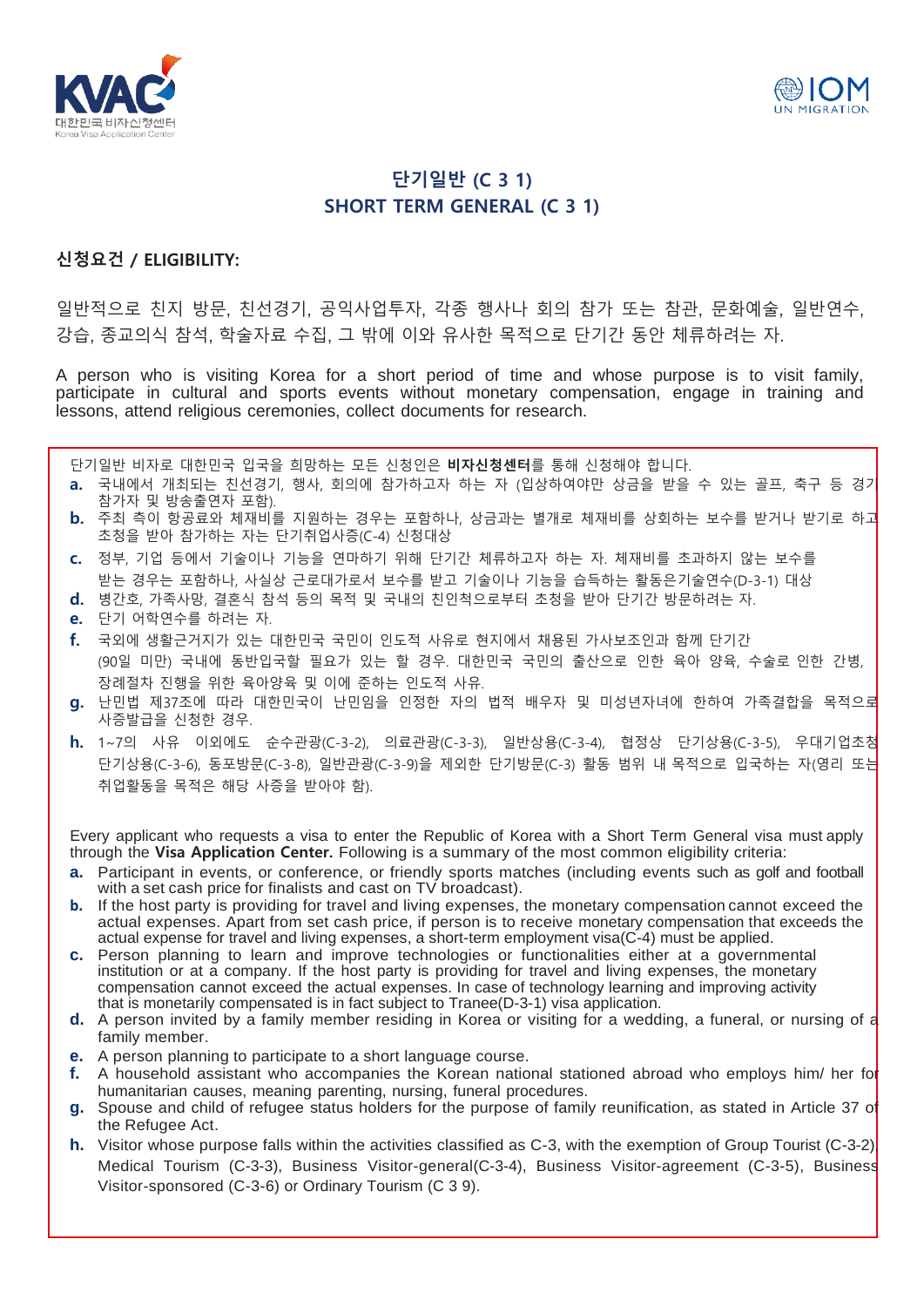# 단기일반 (C 3 1)
# SHORT TERM GENERAL (C 3 1)

## 신청요건 / ELIGIBILITY:

일반적으로 친지 방문, 친선경기, 공익사업투자, 각종 행사나 회의 참가 또는 참관, 문화예술, 일반연수, 강습, 종교의식 참석, 학술자료 수집, 그 밖에 이와 유사한 목적으로 단기간 동안 체류하려는 자.

A person who is visiting Korea for a short period of time and whose purpose is to visit family, participate in cultural and sports events without monetary compensation, engage in training and lessons, attend religious ceremonies, collect documents for research.

단기일반 비자로 대한민국 입국을 희망하는 모든 신청인은 **비자신청센터**를 통해 신청해야 합니다.

- **a.** 국내에서 개최되는 친선경기, 행사, 회의에 참가하고자 하는 자 (입상하여야만 상금을 받을 수 있는 골프, 축구 등 경기 참가자 및 방송출연자 포함).
- **b.** 주최 측이 항공료와 체재비를 지원하는 경우는 포함하나, 상금과는 별개로 체재비를 상회하는 보수를 받거나 받기로 하고 초청을 받아 참가하는 자는 단기취업사증(C-4) 신청대상
- **c.** 정부, 기업 등에서 기술이나 기능을 연마하기 위해 단기간 체류하고자 하는 자. 체재비를 초과하지 않는 보수를 받는 경우는 포함하나, 사실상 근로대가로서 보수를 받고 기술이나 기능을 습득하는 활동은기술연수(D-3-1) 대상
- **d.** 병간호, 가족사망, 결혼식 참석 등의 목적 및 국내의 친인척으로부터 초청을 받아 단기간 방문하려는 자.
- **e.** 단기 어학연수를 하려는 자.
- **f.** 국외에 생활근거지가 있는 대한민국 국민이 인도적 사유로 현지에서 채용된 가사보조인과 함께 단기간 (90일 미만) 국내에 동반입국할 필요가 있는 할 경우. 대한민국 국민의 출산으로 인한 육아 양육, 수술로 인한 간병, 장례절차 진행을 위한 육아양육 및 이에 준하는 인도적 사유.
- **g.** 난민법 제37조에 따라 대한민국이 난민임을 인정한 자의 법적 배우자 및 미성년자녀에 한하여 가족결합을 목적으로 사증발급을 신청한 경우.
- **h.** 1~7의 사유 이외에도 순수관광(C-3-2), 의료관광(C-3-3), 일반상용(C-3-4), 협정상 단기상용(C-3-5), 우대기업초청 단기상용(C-3-6), 동포방문(C-3-8), 일반관광(C-3-9)을 제외한 단기방문(C-3) 활동 범위 내 목적으로 입국하는 자(영리 또는 취업활동을 목적은 해당 사증을 받아야 함).

Every applicant who requests a visa to enter the Republic of Korea with a Short Term General visa must apply through the **Visa Application Center.** Following is a summary of the most common eligibility criteria:

- **a.** Participant in events, or conference, or friendly sports matches (including events such as golf and football with a set cash price for finalists and cast on TV broadcast).
- **b.** If the host party is providing for travel and living expenses, the monetary compensation cannot exceed the actual expenses. Apart from set cash price, if person is to receive monetary compensation that exceeds the actual expense for travel and living expenses, a short-term employment visa(C-4) must be applied.
- **c.** Person planning to learn and improve technologies or functionalities either at a governmental institution or at a company. If the host party is providing for travel and living expenses, the monetary compensation cannot exceed the actual expenses. In case of technology learning and improving activity that is monetarily compensated is in fact subject to Tranee(D-3-1) visa application.
- **d.** A person invited by a family member residing in Korea or visiting for a wedding, a funeral, or nursing of a family member.
- **e.** A person planning to participate to a short language course.
- **f.** A household assistant who accompanies the Korean national stationed abroad who employs him/ her for humanitarian causes, meaning parenting, nursing, funeral procedures.
- **g.** Spouse and child of refugee status holders for the purpose of family reunification, as stated in Article 37 of the Refugee Act.
- **h.** Visitor whose purpose falls within the activities classified as C-3, with the exemption of Group Tourist (C-3-2) Medical Tourism (C-3-3), Business Visitor-general(C-3-4), Business Visitor-agreement (C-3-5), Business Visitor-sponsored (C-3-6) or Ordinary Tourism (C 3 9).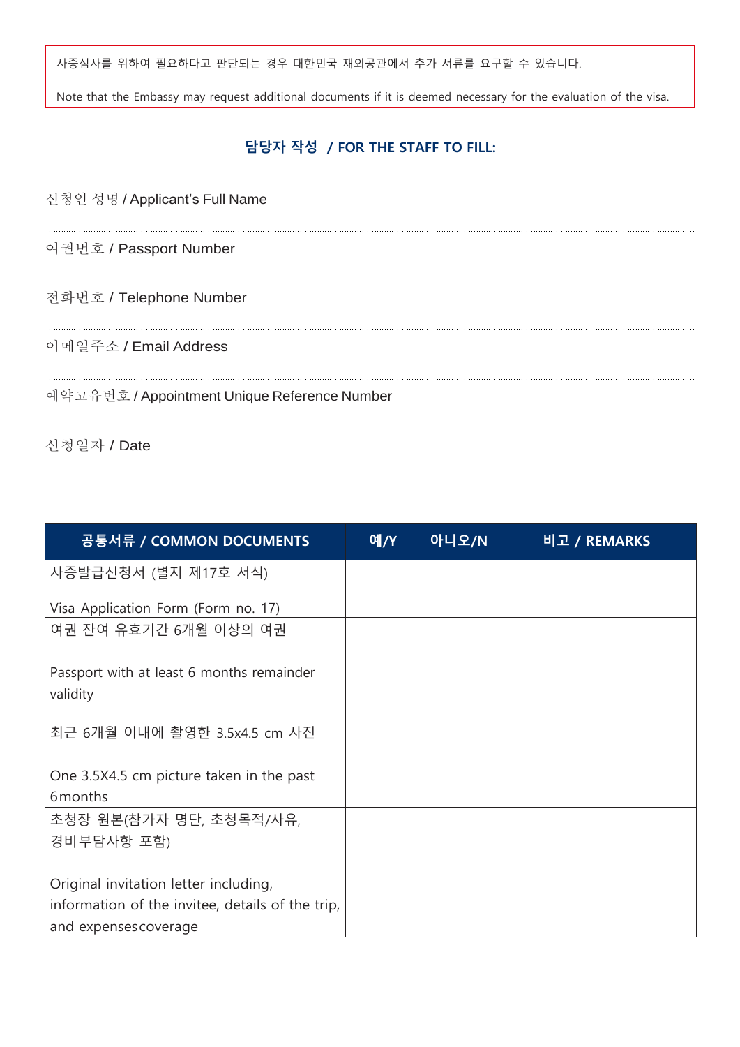사증심사를 위하여 필요하다고 판단되는 경우 대한민국 재외공관에서 추가 서류를 요구할 수 있습니다.

Note that the Embassy may request additional documents if it is deemed necessary for the evaluation of the visa.

## 담당자 작성 / FOR THE STAFF TO FILL:

신청인 성명 / Applicant's Full Name

여권번호 / Passport Number

전화번호 / Telephone Number

이메일주소 / Email Address

예약고유번호 / Appointment Unique Reference Number

신청일자 / Date

| 공통서류 / COMMON DOCUMENTS | 예/Y | 아니오/N | 비고 / REMARKS |
|---|---|---|---|
| 사증발급신청서 (별지 제17호 서식)<br><br>Visa Application Form (Form no. 17) | | | |
| 여권 잔여 유효기간 6개월 이상의 여권<br><br>Passport with at least 6 months remainder validity | | | |
| 최근 6개월 이내에 촬영한 3.5x4.5 cm 사진<br><br>One 3.5X4.5 cm picture taken in the past 6months | | | |
| 초청장 원본(참가자 명단, 초청목적/사유, 경비부담사항 포함)<br><br>Original invitation letter including, information of the invitee, details of the trip, and expenses coverage | | | |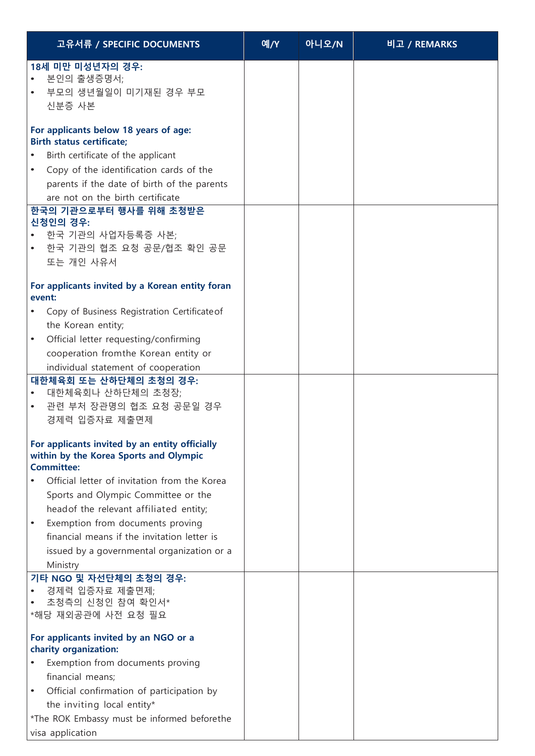| 고유서류 / SPECIFIC DOCUMENTS | 예/Y | 아니오/N | 비고 / REMARKS |
|---|---|---|---|
| **18세 미만 미성년자의 경우:**<br>• 본인의 출생증명서;<br>• 부모의 생년월일이 미기재된 경우 부모 신분증 사본<br><br>**For applicants below 18 years of age: Birth status certificate;**<br>• Birth certificate of the applicant<br>• Copy of the identification cards of the parents if the date of birth of the parents are not on the birth certificate | | | |
| **한국의 기관으로부터 행사를 위해 초청받은 신청인의 경우:**<br>• 한국 기관의 사업자등록증 사본;<br>• 한국 기관의 협조 요청 공문/협조 확인 공문 또는 개인 사유서<br><br>**For applicants invited by a Korean entity foran event:**<br>• Copy of Business Registration Certificateof the Korean entity;<br>• Official letter requesting/confirming cooperation fromthe Korean entity or individual statement of cooperation | | | |
| **대한체육회 또는 산하단체의 초청의 경우:**<br>• 대한체육회나 산하단체의 초청장;<br>• 관련 부처 장관명의 협조 요청 공문일 경우 경제력 입증자료 제출면제<br><br>**For applicants invited by an entity officially within by the Korea Sports and Olympic Committee:**<br>• Official letter of invitation from the Korea Sports and Olympic Committee or the headof the relevant affiliated entity;<br>• Exemption from documents proving financial means if the invitation letter is issued by a governmental organization or a Ministry | | | |
| **기타 NGO 및 자선단체의 초청의 경우:**<br>• 경제력 입증자료 제출면제;<br>• 초청측의 신청인 참여 확인서*<br>*해당 재외공관에 사전 요청 필요<br><br>**For applicants invited by an NGO or a charity organization:**<br>• Exemption from documents proving financial means;<br>• Official confirmation of participation by the inviting local entity*<br>*The ROK Embassy must be informed beforethe visa application | | | |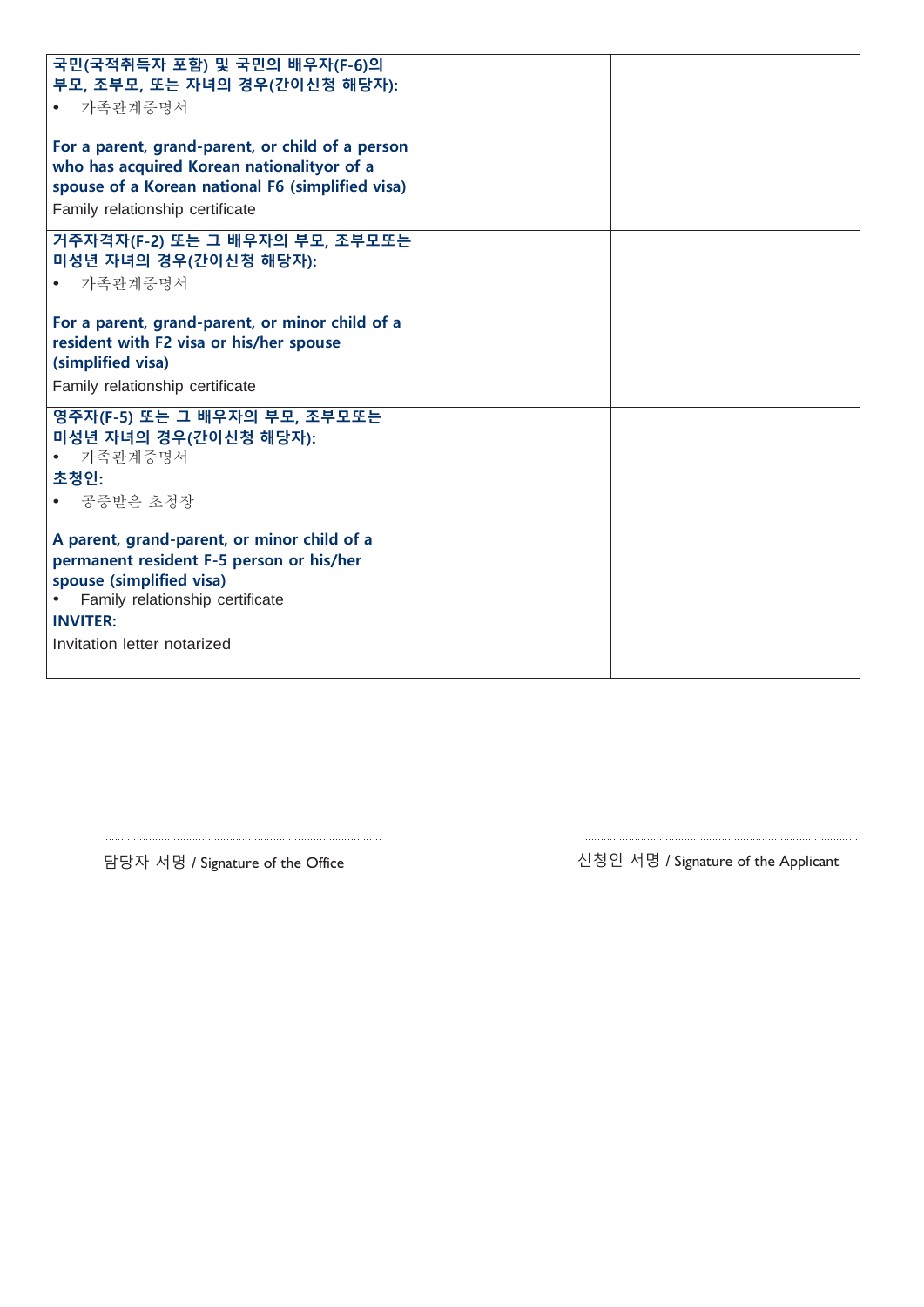| | | | |
|---|---|---|---|
| **국민(국적취득자 포함) 및 국민의 배우자(F-6)의 부모, 조부모, 또는 자녀의 경우(간이신청 해당자):**<br>• 가족관계증명서<br><br>**For a parent, grand-parent, or child of a person who has acquired Korean nationalityor of a spouse of a Korean national F6 (simplified visa)**<br>Family relationship certificate | | | |
| **거주자격자(F-2) 또는 그 배우자의 부모, 조부모또는 미성년 자녀의 경우(간이신청 해당자):**<br>• 가족관계증명서<br><br>**For a parent, grand-parent, or minor child of a resident with F2 visa or his/her spouse (simplified visa)**<br>Family relationship certificate | | | |
| **영주자(F-5) 또는 그 배우자의 부모, 조부모또는 미성년 자녀의 경우(간이신청 해당자):**<br>• 가족관계증명서<br>**초청인:**<br>• 공증받은 초청장<br><br>**A parent, grand-parent, or minor child of a permanent resident F-5 person or his/her spouse (simplified visa)**<br>• Family relationship certificate<br>**INVITER:**<br>Invitation letter notarized | | | |

담당자 서명 / Signature of the Office

신청인 서명 / Signature of the Applicant